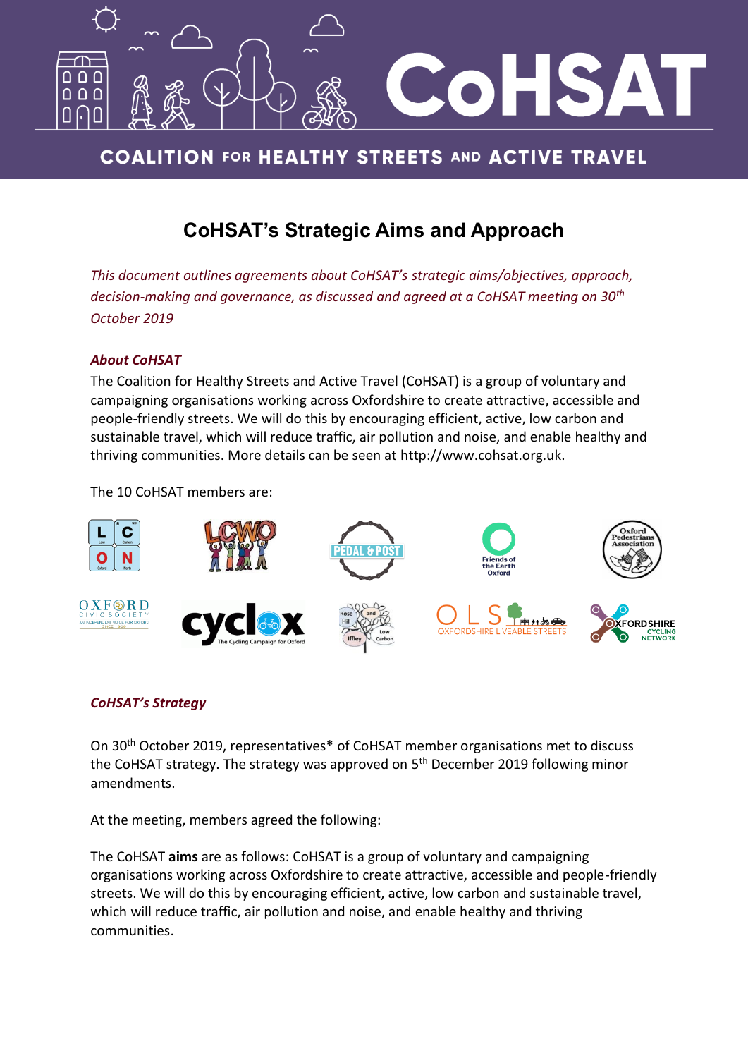# CoHSAT

## COALITION FOR HEALTHY STREETS AND ACTIVE TRAVEL

# CoHSAT's Strategic Aims and Approach

*This document outlines agreements about CoHSAT's strategic aims/objectives, approach, decision-making and governance, as discussed and agreed at a CoHSAT meeting on 30th October 2019*

### *About CoHSAT*

The Coalition for Healthy Streets and Active Travel (CoHSAT) is a group of voluntary and campaigning organisations working across Oxfordshire to create attractive, accessible and people-friendly streets. We will do this by encouraging efficient, active, low carbon and sustainable travel, which will reduce traffic, air pollution and noise, and enable healthy and thriving communities. More details can be seen at http://www.cohsat.org.uk.

The 10 CoHSAT members are:

### *CoHSAT's Strategy*

On 30th October 2019, representatives* of CoHSAT member organisations met to discuss the CoHSAT strategy. The strategy was approved on 5th December 2019 following minor amendments.

At the meeting, members agreed the following:

The CoHSAT **aims** are as follows: CoHSAT is a group of voluntary and campaigning organisations working across Oxfordshire to create attractive, accessible and people-friendly streets. We will do this by encouraging efficient, active, low carbon and sustainable travel, which will reduce traffic, air pollution and noise, and enable healthy and thriving communities.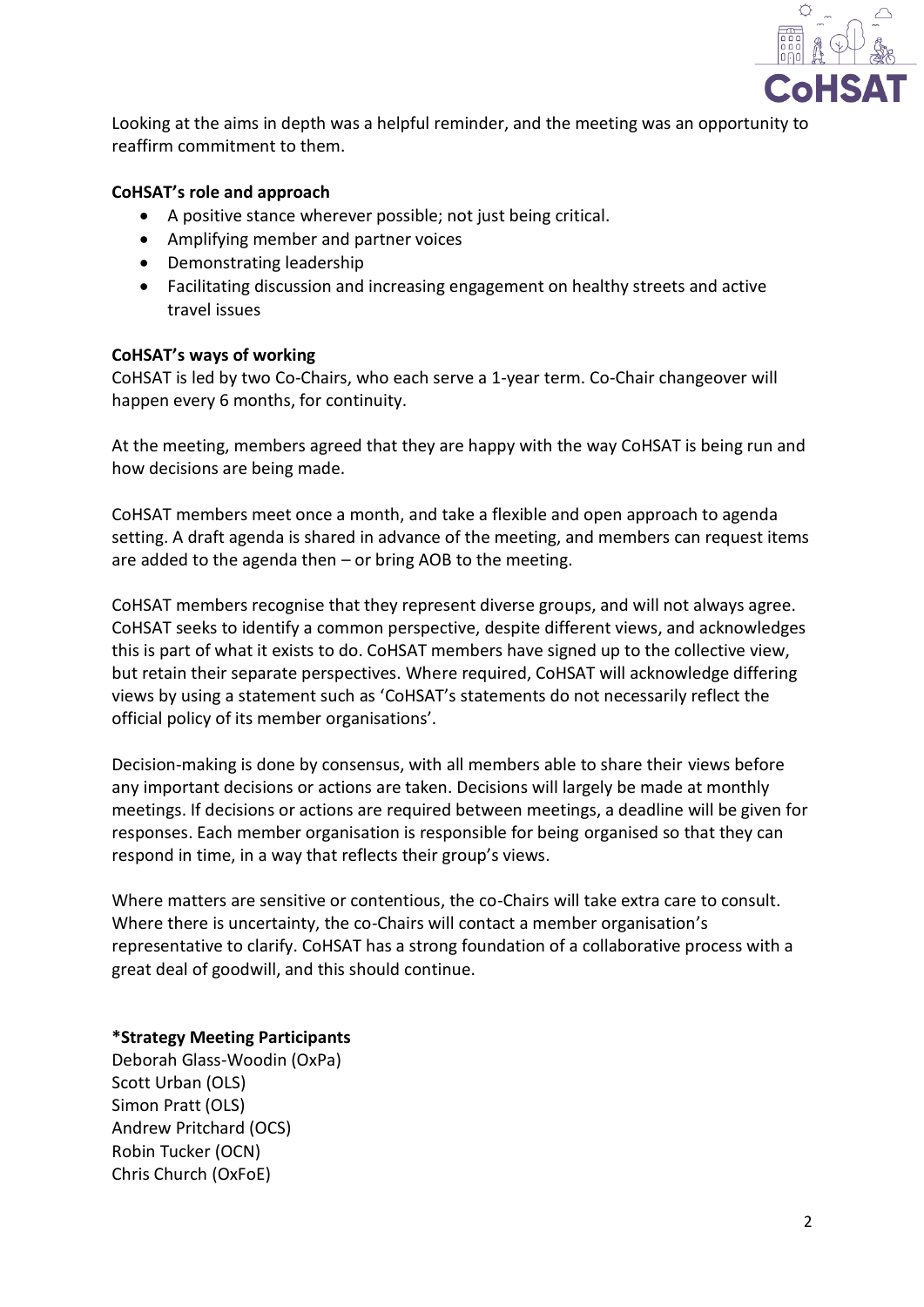Looking at the aims in depth was a helpful reminder, and the meeting was an opportunity to reaffirm commitment to them.

**CoHSAT's role and approach**

- A positive stance wherever possible; not just being critical.
- Amplifying member and partner voices
- Demonstrating leadership
- Facilitating discussion and increasing engagement on healthy streets and active travel issues

**CoHSAT's ways of working**

CoHSAT is led by two Co-Chairs, who each serve a 1-year term. Co-Chair changeover will happen every 6 months, for continuity.

At the meeting, members agreed that they are happy with the way CoHSAT is being run and how decisions are being made.

CoHSAT members meet once a month, and take a flexible and open approach to agenda setting. A draft agenda is shared in advance of the meeting, and members can request items are added to the agenda then – or bring AOB to the meeting.

CoHSAT members recognise that they represent diverse groups, and will not always agree. CoHSAT seeks to identify a common perspective, despite different views, and acknowledges this is part of what it exists to do. CoHSAT members have signed up to the collective view, but retain their separate perspectives. Where required, CoHSAT will acknowledge differing views by using a statement such as 'CoHSAT's statements do not necessarily reflect the official policy of its member organisations'.

Decision-making is done by consensus, with all members able to share their views before any important decisions or actions are taken. Decisions will largely be made at monthly meetings. If decisions or actions are required between meetings, a deadline will be given for responses. Each member organisation is responsible for being organised so that they can respond in time, in a way that reflects their group's views.

Where matters are sensitive or contentious, the co-Chairs will take extra care to consult. Where there is uncertainty, the co-Chairs will contact a member organisation's representative to clarify. CoHSAT has a strong foundation of a collaborative process with a great deal of goodwill, and this should continue.

**\*Strategy Meeting Participants**

Deborah Glass-Woodin (OxPa)
Scott Urban (OLS)
Simon Pratt (OLS)
Andrew Pritchard (OCS)
Robin Tucker (OCN)
Chris Church (OxFoE)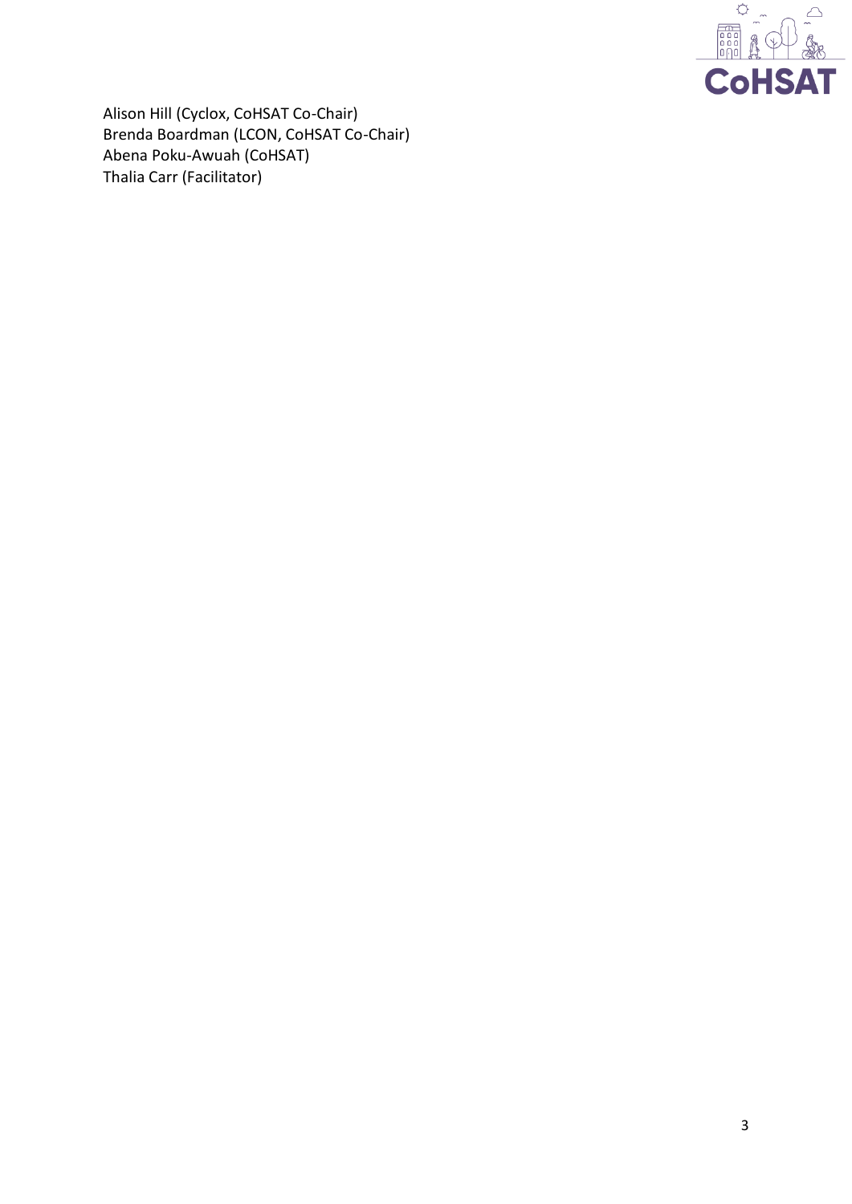Alison Hill (Cyclox, CoHSAT Co-Chair)
Brenda Boardman (LCON, CoHSAT Co-Chair)
Abena Poku-Awuah (CoHSAT)
Thalia Carr (Facilitator)